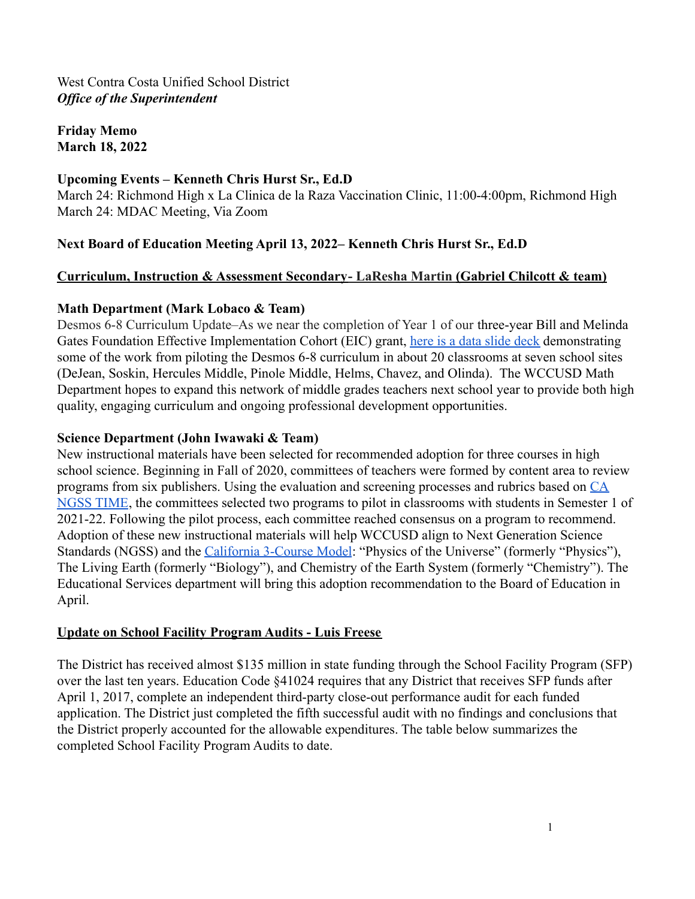West Contra Costa Unified School District
***Office of the Superintendent***

**Friday Memo**
**March 18, 2022**

**Upcoming Events – Kenneth Chris Hurst Sr., Ed.D**
March 24: Richmond High x La Clinica de la Raza Vaccination Clinic, 11:00-4:00pm, Richmond High
March 24: MDAC Meeting, Via Zoom

**Next Board of Education Meeting April 13, 2022– Kenneth Chris Hurst Sr., Ed.D**

**Curriculum, Instruction & Assessment Secondary- LaResha Martin (Gabriel Chilcott & team)**

**Math Department (Mark Lobaco & Team)**
Desmos 6-8 Curriculum Update–As we near the completion of Year 1 of our three-year Bill and Melinda Gates Foundation Effective Implementation Cohort (EIC) grant, here is a data slide deck demonstrating some of the work from piloting the Desmos 6-8 curriculum in about 20 classrooms at seven school sites (DeJean, Soskin, Hercules Middle, Pinole Middle, Helms, Chavez, and Olinda). The WCCUSD Math Department hopes to expand this network of middle grades teachers next school year to provide both high quality, engaging curriculum and ongoing professional development opportunities.

**Science Department (John Iwawaki & Team)**
New instructional materials have been selected for recommended adoption for three courses in high school science. Beginning in Fall of 2020, committees of teachers were formed by content area to review programs from six publishers. Using the evaluation and screening processes and rubrics based on CA NGSS TIME, the committees selected two programs to pilot in classrooms with students in Semester 1 of 2021-22. Following the pilot process, each committee reached consensus on a program to recommend. Adoption of these new instructional materials will help WCCUSD align to Next Generation Science Standards (NGSS) and the California 3-Course Model: "Physics of the Universe" (formerly "Physics"), The Living Earth (formerly "Biology"), and Chemistry of the Earth System (formerly "Chemistry"). The Educational Services department will bring this adoption recommendation to the Board of Education in April.

**Update on School Facility Program Audits - Luis Freese**

The District has received almost $135 million in state funding through the School Facility Program (SFP) over the last ten years. Education Code §41024 requires that any District that receives SFP funds after April 1, 2017, complete an independent third-party close-out performance audit for each funded application. The District just completed the fifth successful audit with no findings and conclusions that the District properly accounted for the allowable expenditures. The table below summarizes the completed School Facility Program Audits to date.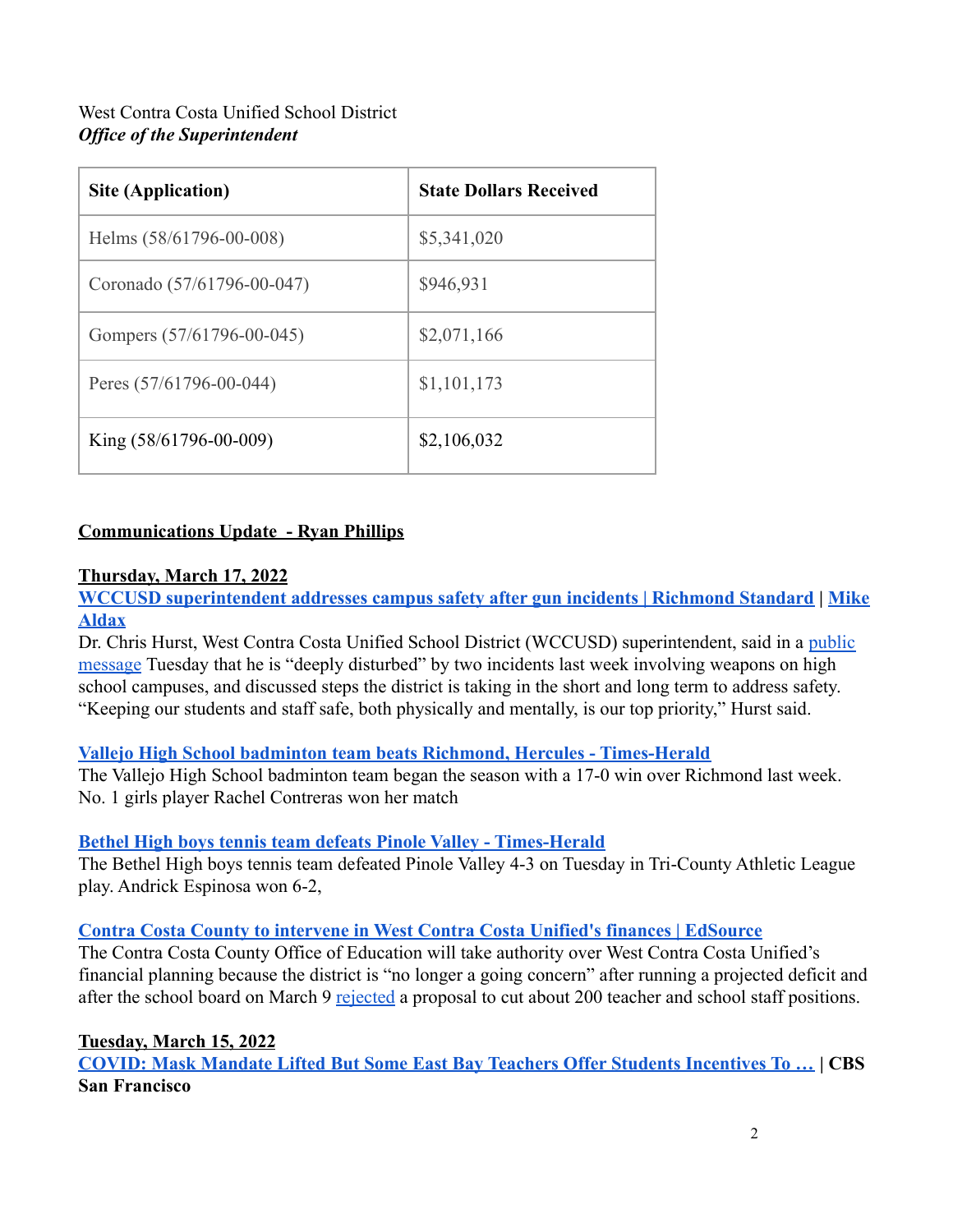West Contra Costa Unified School District
***Office of the Superintendent***

| Site (Application) | State Dollars Received |
|---|---|
| Helms (58/61796-00-008) | $5,341,020 |
| Coronado (57/61796-00-047) | $946,931 |
| Gompers (57/61796-00-045) | $2,071,166 |
| Peres (57/61796-00-044) | $1,101,173 |
| King (58/61796-00-009) | $2,106,032 |

**Communications Update - Ryan Phillips**

**Thursday, March 17, 2022**

**WCCUSD superintendent addresses campus safety after gun incidents | Richmond Standard | Mike Aldax**

Dr. Chris Hurst, West Contra Costa Unified School District (WCCUSD) superintendent, said in a public message Tuesday that he is "deeply disturbed" by two incidents last week involving weapons on high school campuses, and discussed steps the district is taking in the short and long term to address safety. "Keeping our students and staff safe, both physically and mentally, is our top priority," Hurst said.

**Vallejo High School badminton team beats Richmond, Hercules - Times-Herald**

The Vallejo High School badminton team began the season with a 17-0 win over Richmond last week. No. 1 girls player Rachel Contreras won her match

**Bethel High boys tennis team defeats Pinole Valley - Times-Herald**

The Bethel High boys tennis team defeated Pinole Valley 4-3 on Tuesday in Tri-County Athletic League play. Andrick Espinosa won 6-2,

**Contra Costa County to intervene in West Contra Costa Unified's finances | EdSource**

The Contra Costa County Office of Education will take authority over West Contra Costa Unified's financial planning because the district is "no longer a going concern" after running a projected deficit and after the school board on March 9 rejected a proposal to cut about 200 teacher and school staff positions.

**Tuesday, March 15, 2022**

**COVID: Mask Mandate Lifted But Some East Bay Teachers Offer Students Incentives To … | CBS San Francisco**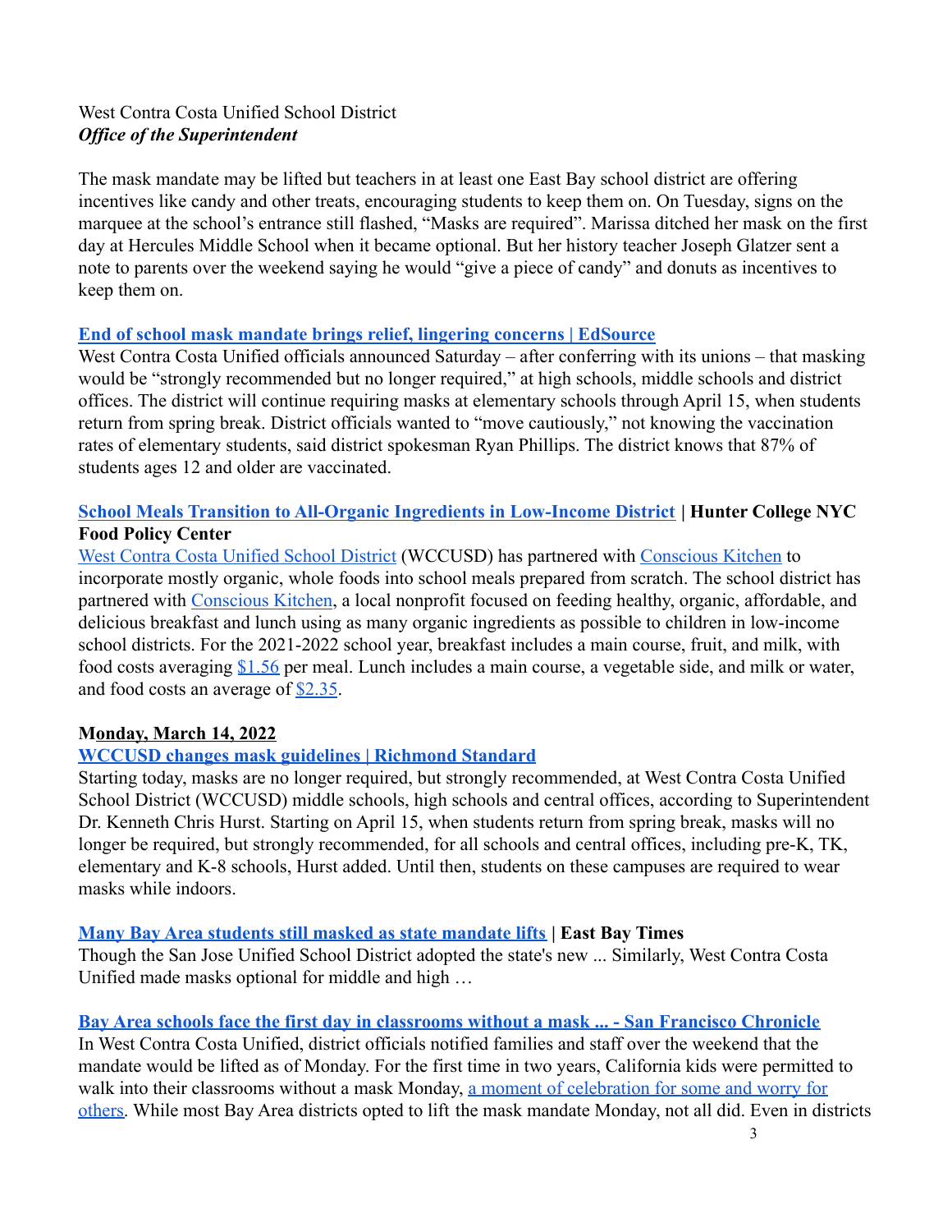West Contra Costa Unified School District
***Office of the Superintendent***

The mask mandate may be lifted but teachers in at least one East Bay school district are offering incentives like candy and other treats, encouraging students to keep them on. On Tuesday, signs on the marquee at the school's entrance still flashed, "Masks are required". Marissa ditched her mask on the first day at Hercules Middle School when it became optional. But her history teacher Joseph Glatzer sent a note to parents over the weekend saying he would "give a piece of candy" and donuts as incentives to keep them on.

**End of school mask mandate brings relief, lingering concerns | EdSource**
West Contra Costa Unified officials announced Saturday – after conferring with its unions – that masking would be "strongly recommended but no longer required," at high schools, middle schools and district offices. The district will continue requiring masks at elementary schools through April 15, when students return from spring break. District officials wanted to "move cautiously," not knowing the vaccination rates of elementary students, said district spokesman Ryan Phillips. The district knows that 87% of students ages 12 and older are vaccinated.

**School Meals Transition to All-Organic Ingredients in Low-Income District | Hunter College NYC Food Policy Center**
West Contra Costa Unified School District (WCCUSD) has partnered with Conscious Kitchen to incorporate mostly organic, whole foods into school meals prepared from scratch. The school district has partnered with Conscious Kitchen, a local nonprofit focused on feeding healthy, organic, affordable, and delicious breakfast and lunch using as many organic ingredients as possible to children in low-income school districts. For the 2021-2022 school year, breakfast includes a main course, fruit, and milk, with food costs averaging $1.56 per meal. Lunch includes a main course, a vegetable side, and milk or water, and food costs an average of $2.35.

**Monday, March 14, 2022**

**WCCUSD changes mask guidelines | Richmond Standard**
Starting today, masks are no longer required, but strongly recommended, at West Contra Costa Unified School District (WCCUSD) middle schools, high schools and central offices, according to Superintendent Dr. Kenneth Chris Hurst. Starting on April 15, when students return from spring break, masks will no longer be required, but strongly recommended, for all schools and central offices, including pre-K, TK, elementary and K-8 schools, Hurst added. Until then, students on these campuses are required to wear masks while indoors.

**Many Bay Area students still masked as state mandate lifts | East Bay Times**
Though the San Jose Unified School District adopted the state's new ... Similarly, West Contra Costa Unified made masks optional for middle and high …

**Bay Area schools face the first day in classrooms without a mask ... - San Francisco Chronicle**
In West Contra Costa Unified, district officials notified families and staff over the weekend that the mandate would be lifted as of Monday. For the first time in two years, California kids were permitted to walk into their classrooms without a mask Monday, a moment of celebration for some and worry for others. While most Bay Area districts opted to lift the mask mandate Monday, not all did. Even in districts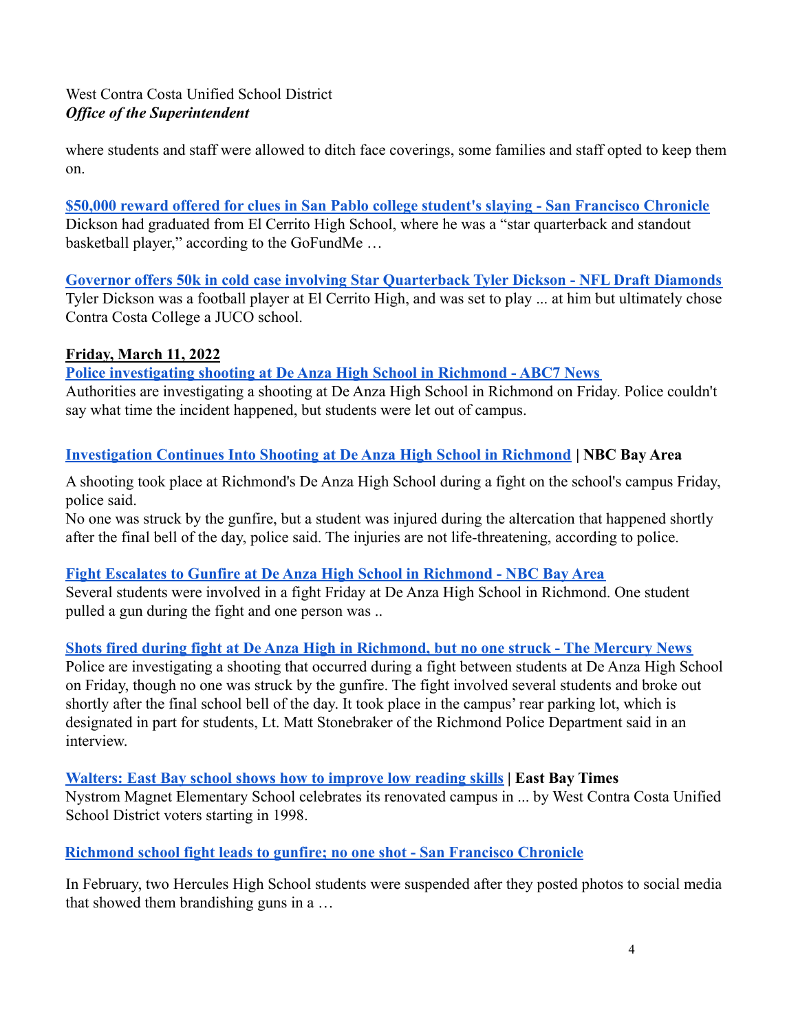where students and staff were allowed to ditch face coverings, some families and staff opted to keep them on.

**[$50,000 reward offered for clues in San Pablo college student's slaying - San Francisco Chronicle]**
Dickson had graduated from El Cerrito High School, where he was a "star quarterback and standout basketball player," according to the GoFundMe …

**[Governor offers 50k in cold case involving Star Quarterback Tyler Dickson - NFL Draft Diamonds]**
Tyler Dickson was a football player at El Cerrito High, and was set to play ... at him but ultimately chose Contra Costa College a JUCO school.

**Friday, March 11, 2022**

**[Police investigating shooting at De Anza High School in Richmond - ABC7 News]**
Authorities are investigating a shooting at De Anza High School in Richmond on Friday. Police couldn't say what time the incident happened, but students were let out of campus.

**[Investigation Continues Into Shooting at De Anza High School in Richmond] | NBC Bay Area**

A shooting took place at Richmond's De Anza High School during a fight on the school's campus Friday, police said.
No one was struck by the gunfire, but a student was injured during the altercation that happened shortly after the final bell of the day, police said. The injuries are not life-threatening, according to police.

**[Fight Escalates to Gunfire at De Anza High School in Richmond - NBC Bay Area]**
Several students were involved in a fight Friday at De Anza High School in Richmond. One student pulled a gun during the fight and one person was ..

**[Shots fired during fight at De Anza High in Richmond, but no one struck - The Mercury News]**
Police are investigating a shooting that occurred during a fight between students at De Anza High School on Friday, though no one was struck by the gunfire. The fight involved several students and broke out shortly after the final school bell of the day. It took place in the campus' rear parking lot, which is designated in part for students, Lt. Matt Stonebraker of the Richmond Police Department said in an interview.

**[Walters: East Bay school shows how to improve low reading skills] | East Bay Times**
Nystrom Magnet Elementary School celebrates its renovated campus in ... by West Contra Costa Unified School District voters starting in 1998.

**[Richmond school fight leads to gunfire; no one shot - San Francisco Chronicle]**

In February, two Hercules High School students were suspended after they posted photos to social media that showed them brandishing guns in a …